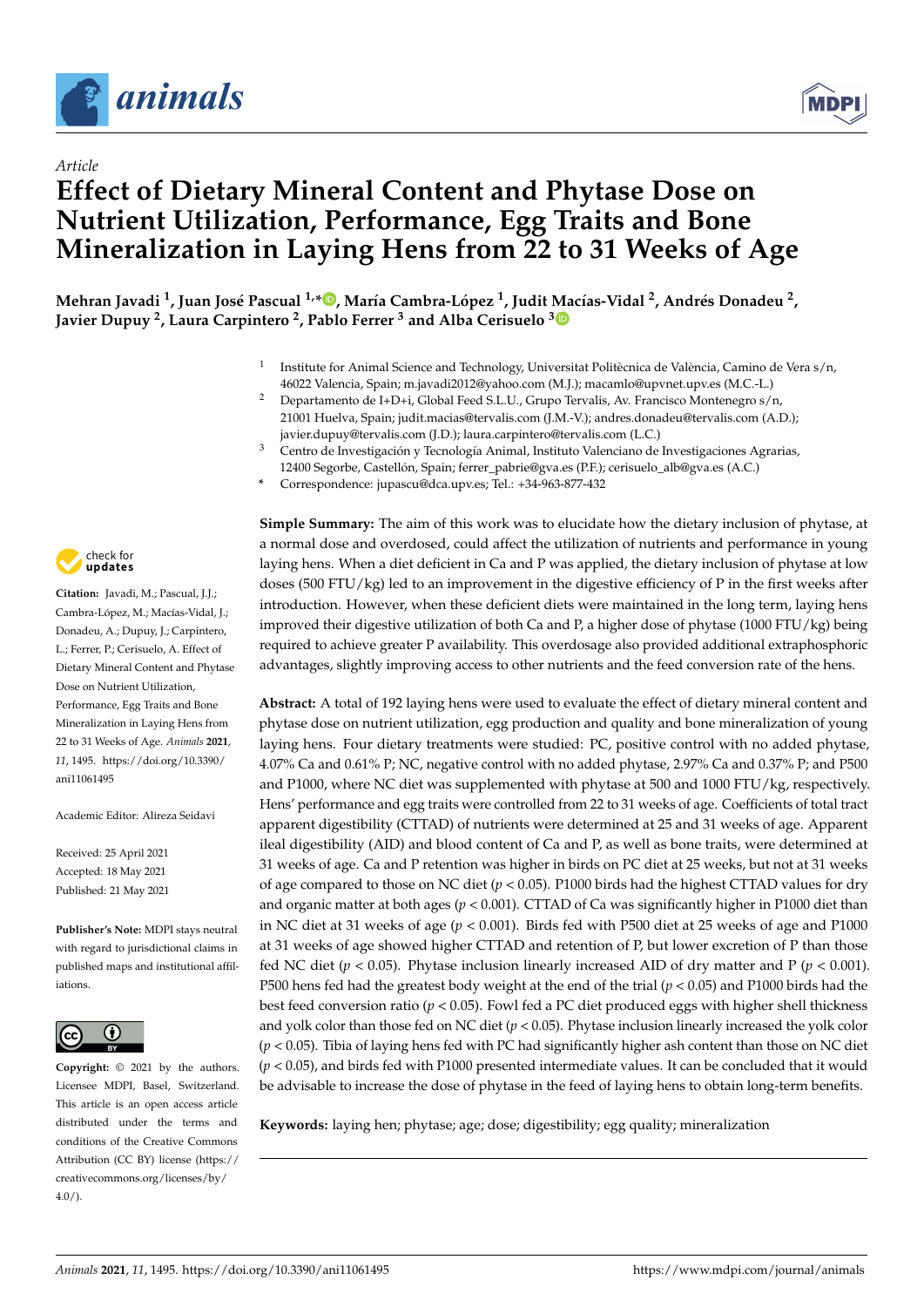*Article*

# Effect of Dietary Mineral Content and Phytase Dose on Nutrient Utilization, Performance, Egg Traits and Bone Mineralization in Laying Hens from 22 to 31 Weeks of Age

**Mehran Javadi [1], Juan José Pascual [1,*], María Cambra-López [1], Judit Macías-Vidal [2], Andrés Donadeu [2], Javier Dupuy [2], Laura Carpintero [2], Pablo Ferrer [3] and Alba Cerisuelo [3]**

[1] Institute for Animal Science and Technology, Universitat Politècnica de València, Camino de Vera s/n, 46022 Valencia, Spain; m.javadi2012@yahoo.com (M.J.); macamlo@upvnet.upv.es (M.C.-L.)

[2] Departamento de I+D+i, Global Feed S.L.U., Grupo Tervalis, Av. Francisco Montenegro s/n, 21001 Huelva, Spain; judit.macias@tervalis.com (J.M.-V.); andres.donadeu@tervalis.com (A.D.); javier.dupuy@tervalis.com (J.D.); laura.carpintero@tervalis.com (L.C.)

[3] Centro de Investigación y Tecnología Animal, Instituto Valenciano de Investigaciones Agrarias, 12400 Segorbe, Castellón, Spain; ferrer_pabrie@gva.es (P.F.); cerisuelo_alb@gva.es (A.C.)

* Correspondence: jupascu@dca.upv.es; Tel.: +34-963-877-432

**Simple Summary:** The aim of this work was to elucidate how the dietary inclusion of phytase, at a normal dose and overdosed, could affect the utilization of nutrients and performance in young laying hens. When a diet deficient in Ca and P was applied, the dietary inclusion of phytase at low doses (500 FTU/kg) led to an improvement in the digestive efficiency of P in the first weeks after introduction. However, when these deficient diets were maintained in the long term, laying hens improved their digestive utilization of both Ca and P, a higher dose of phytase (1000 FTU/kg) being required to achieve greater P availability. This overdosage also provided additional extraphosphoric advantages, slightly improving access to other nutrients and the feed conversion rate of the hens.

**Abstract:** A total of 192 laying hens were used to evaluate the effect of dietary mineral content and phytase dose on nutrient utilization, egg production and quality and bone mineralization of young laying hens. Four dietary treatments were studied: PC, positive control with no added phytase, 4.07% Ca and 0.61% P; NC, negative control with no added phytase, 2.97% Ca and 0.37% P; and P500 and P1000, where NC diet was supplemented with phytase at 500 and 1000 FTU/kg, respectively. Hens' performance and egg traits were controlled from 22 to 31 weeks of age. Coefficients of total tract apparent digestibility (CTTAD) of nutrients were determined at 25 and 31 weeks of age. Apparent ileal digestibility (AID) and blood content of Ca and P, as well as bone traits, were determined at 31 weeks of age. Ca and P retention was higher in birds on PC diet at 25 weeks, but not at 31 weeks of age compared to those on NC diet ($p < 0.05$). P1000 birds had the highest CTTAD values for dry and organic matter at both ages ($p < 0.001$). CTTAD of Ca was significantly higher in P1000 diet than in NC diet at 31 weeks of age ($p < 0.001$). Birds fed with P500 diet at 25 weeks of age and P1000 at 31 weeks of age showed higher CTTAD and retention of P, but lower excretion of P than those fed NC diet ($p < 0.05$). Phytase inclusion linearly increased AID of dry matter and P ($p < 0.001$). P500 hens fed had the greatest body weight at the end of the trial ($p < 0.05$) and P1000 birds had the best feed conversion ratio ($p < 0.05$). Fowl fed a PC diet produced eggs with higher shell thickness and yolk color than those fed on NC diet ($p < 0.05$). Phytase inclusion linearly increased the yolk color ($p < 0.05$). Tibia of laying hens fed with PC had significantly higher ash content than those on NC diet ($p < 0.05$), and birds fed with P1000 presented intermediate values. It can be concluded that it would be advisable to increase the dose of phytase in the feed of laying hens to obtain long-term benefits.

**Keywords:** laying hen; phytase; age; dose; digestibility; egg quality; mineralization

**Citation:** Javadi, M.; Pascual, J.J.; Cambra-López, M.; Macías-Vidal, J.; Donadeu, A.; Dupuy, J.; Carpintero, L.; Ferrer, P.; Cerisuelo, A. Effect of Dietary Mineral Content and Phytase Dose on Nutrient Utilization, Performance, Egg Traits and Bone Mineralization in Laying Hens from 22 to 31 Weeks of Age. *Animals* **2021**, *11*, 1495. https://doi.org/10.3390/ani11061495

Academic Editor: Alireza Seidavi

Received: 25 April 2021
Accepted: 18 May 2021
Published: 21 May 2021

**Publisher's Note:** MDPI stays neutral with regard to jurisdictional claims in published maps and institutional affiliations.

**Copyright:** © 2021 by the authors. Licensee MDPI, Basel, Switzerland. This article is an open access article distributed under the terms and conditions of the Creative Commons Attribution (CC BY) license (https://creativecommons.org/licenses/by/4.0/).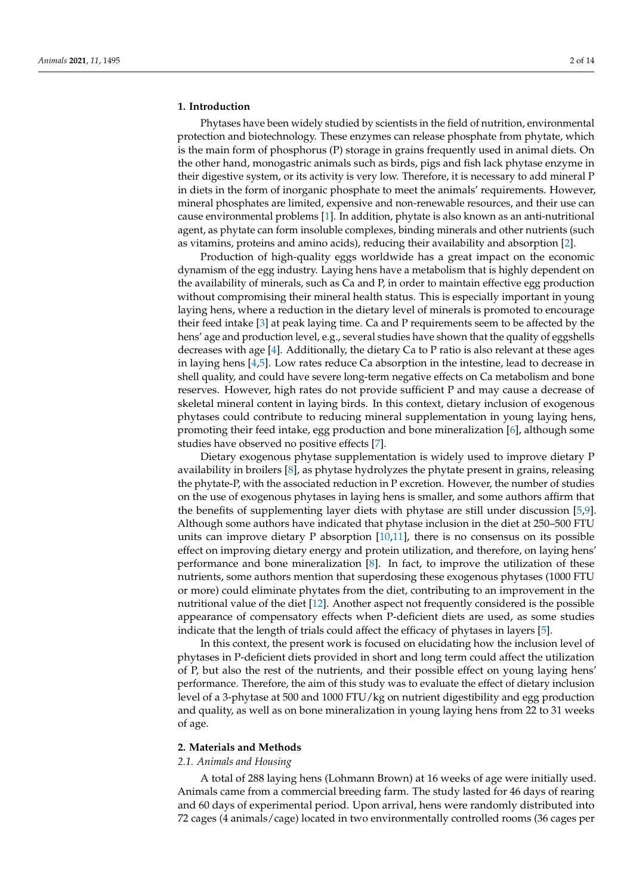## 1. Introduction

Phytases have been widely studied by scientists in the field of nutrition, environmental protection and biotechnology. These enzymes can release phosphate from phytate, which is the main form of phosphorus (P) storage in grains frequently used in animal diets. On the other hand, monogastric animals such as birds, pigs and fish lack phytase enzyme in their digestive system, or its activity is very low. Therefore, it is necessary to add mineral P in diets in the form of inorganic phosphate to meet the animals' requirements. However, mineral phosphates are limited, expensive and non-renewable resources, and their use can cause environmental problems [1]. In addition, phytate is also known as an anti-nutritional agent, as phytate can form insoluble complexes, binding minerals and other nutrients (such as vitamins, proteins and amino acids), reducing their availability and absorption [2].

Production of high-quality eggs worldwide has a great impact on the economic dynamism of the egg industry. Laying hens have a metabolism that is highly dependent on the availability of minerals, such as Ca and P, in order to maintain effective egg production without compromising their mineral health status. This is especially important in young laying hens, where a reduction in the dietary level of minerals is promoted to encourage their feed intake [3] at peak laying time. Ca and P requirements seem to be affected by the hens' age and production level, e.g., several studies have shown that the quality of eggshells decreases with age [4]. Additionally, the dietary Ca to P ratio is also relevant at these ages in laying hens [4,5]. Low rates reduce Ca absorption in the intestine, lead to decrease in shell quality, and could have severe long-term negative effects on Ca metabolism and bone reserves. However, high rates do not provide sufficient P and may cause a decrease of skeletal mineral content in laying birds. In this context, dietary inclusion of exogenous phytases could contribute to reducing mineral supplementation in young laying hens, promoting their feed intake, egg production and bone mineralization [6], although some studies have observed no positive effects [7].

Dietary exogenous phytase supplementation is widely used to improve dietary P availability in broilers [8], as phytase hydrolyzes the phytate present in grains, releasing the phytate-P, with the associated reduction in P excretion. However, the number of studies on the use of exogenous phytases in laying hens is smaller, and some authors affirm that the benefits of supplementing layer diets with phytase are still under discussion [5,9]. Although some authors have indicated that phytase inclusion in the diet at 250–500 FTU units can improve dietary P absorption [10,11], there is no consensus on its possible effect on improving dietary energy and protein utilization, and therefore, on laying hens' performance and bone mineralization [8]. In fact, to improve the utilization of these nutrients, some authors mention that superdosing these exogenous phytases (1000 FTU or more) could eliminate phytates from the diet, contributing to an improvement in the nutritional value of the diet [12]. Another aspect not frequently considered is the possible appearance of compensatory effects when P-deficient diets are used, as some studies indicate that the length of trials could affect the efficacy of phytases in layers [5].

In this context, the present work is focused on elucidating how the inclusion level of phytases in P-deficient diets provided in short and long term could affect the utilization of P, but also the rest of the nutrients, and their possible effect on young laying hens' performance. Therefore, the aim of this study was to evaluate the effect of dietary inclusion level of a 3-phytase at 500 and 1000 FTU/kg on nutrient digestibility and egg production and quality, as well as on bone mineralization in young laying hens from 22 to 31 weeks of age.

## 2. Materials and Methods

### *2.1. Animals and Housing*

A total of 288 laying hens (Lohmann Brown) at 16 weeks of age were initially used. Animals came from a commercial breeding farm. The study lasted for 46 days of rearing and 60 days of experimental period. Upon arrival, hens were randomly distributed into 72 cages (4 animals/cage) located in two environmentally controlled rooms (36 cages per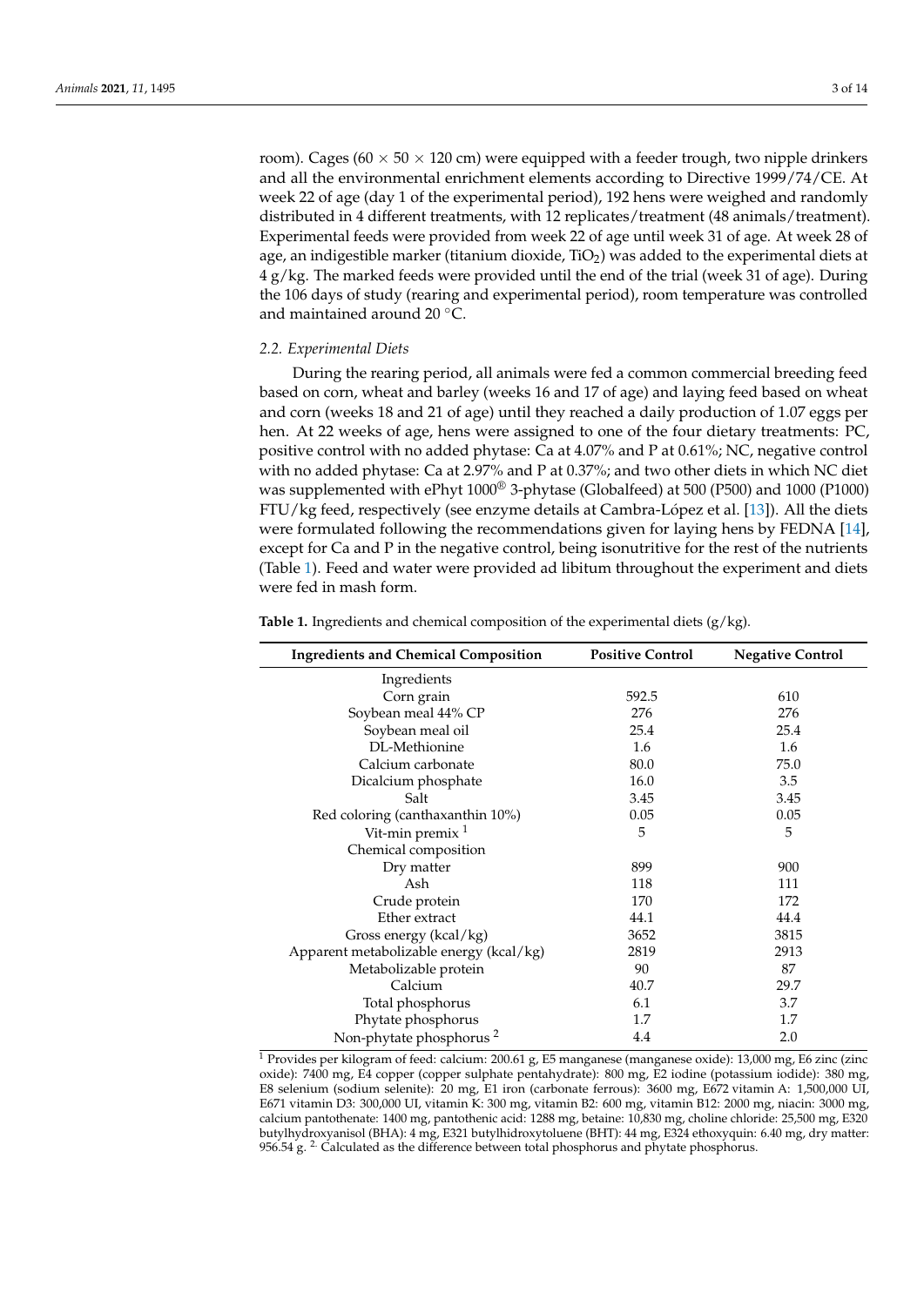room). Cages (60 × 50 × 120 cm) were equipped with a feeder trough, two nipple drinkers and all the environmental enrichment elements according to Directive 1999/74/CE. At week 22 of age (day 1 of the experimental period), 192 hens were weighed and randomly distributed in 4 different treatments, with 12 replicates/treatment (48 animals/treatment). Experimental feeds were provided from week 22 of age until week 31 of age. At week 28 of age, an indigestible marker (titanium dioxide, $TiO_2$) was added to the experimental diets at 4 g/kg. The marked feeds were provided until the end of the trial (week 31 of age). During the 106 days of study (rearing and experimental period), room temperature was controlled and maintained around 20 °C.

### 2.2. Experimental Diets

During the rearing period, all animals were fed a common commercial breeding feed based on corn, wheat and barley (weeks 16 and 17 of age) and laying feed based on wheat and corn (weeks 18 and 21 of age) until they reached a daily production of 1.07 eggs per hen. At 22 weeks of age, hens were assigned to one of the four dietary treatments: PC, positive control with no added phytase: Ca at 4.07% and P at 0.61%; NC, negative control with no added phytase: Ca at 2.97% and P at 0.37%; and two other diets in which NC diet was supplemented with ePhyt 1000® 3-phytase (Globalfeed) at 500 (P500) and 1000 (P1000) FTU/kg feed, respectively (see enzyme details at Cambra-López et al. [13]). All the diets were formulated following the recommendations given for laying hens by FEDNA [14], except for Ca and P in the negative control, being isonutritive for the rest of the nutrients (Table 1). Feed and water were provided ad libitum throughout the experiment and diets were fed in mash form.

**Table 1.** Ingredients and chemical composition of the experimental diets (g/kg).

| Ingredients and Chemical Composition | Positive Control | Negative Control |
|---|---|---|
| Ingredients | | |
| Corn grain | 592.5 | 610 |
| Soybean meal 44% CP | 276 | 276 |
| Soybean meal oil | 25.4 | 25.4 |
| DL-Methionine | 1.6 | 1.6 |
| Calcium carbonate | 80.0 | 75.0 |
| Dicalcium phosphate | 16.0 | 3.5 |
| Salt | 3.45 | 3.45 |
| Red coloring (canthaxanthin 10%) | 0.05 | 0.05 |
| Vit-min premix [1] | 5 | 5 |
| Chemical composition | | |
| Dry matter | 899 | 900 |
| Ash | 118 | 111 |
| Crude protein | 170 | 172 |
| Ether extract | 44.1 | 44.4 |
| Gross energy (kcal/kg) | 3652 | 3815 |
| Apparent metabolizable energy (kcal/kg) | 2819 | 2913 |
| Metabolizable protein | 90 | 87 |
| Calcium | 40.7 | 29.7 |
| Total phosphorus | 6.1 | 3.7 |
| Phytate phosphorus | 1.7 | 1.7 |
| Non-phytate phosphorus [2] | 4.4 | 2.0 |

[1] Provides per kilogram of feed: calcium: 200.61 g, E5 manganese (manganese oxide): 13,000 mg, E6 zinc (zinc oxide): 7400 mg, E4 copper (copper sulphate pentahydrate): 800 mg, E2 iodine (potassium iodide): 380 mg, E8 selenium (sodium selenite): 20 mg, E1 iron (carbonate ferrous): 3600 mg, E672 vitamin A: 1,500,000 UI, E671 vitamin D3: 300,000 UI, vitamin K: 300 mg, vitamin B2: 600 mg, vitamin B12: 2000 mg, niacin: 3000 mg, calcium pantothenate: 1400 mg, pantothenic acid: 1288 mg, betaine: 10,830 mg, choline chloride: 25,500 mg, E320 butylhydroxyanisol (BHA): 4 mg, E321 butylhidroxytoluene (BHT): 44 mg, E324 ethoxyquin: 6.40 mg, dry matter: 956.54 g. [2] Calculated as the difference between total phosphorus and phytate phosphorus.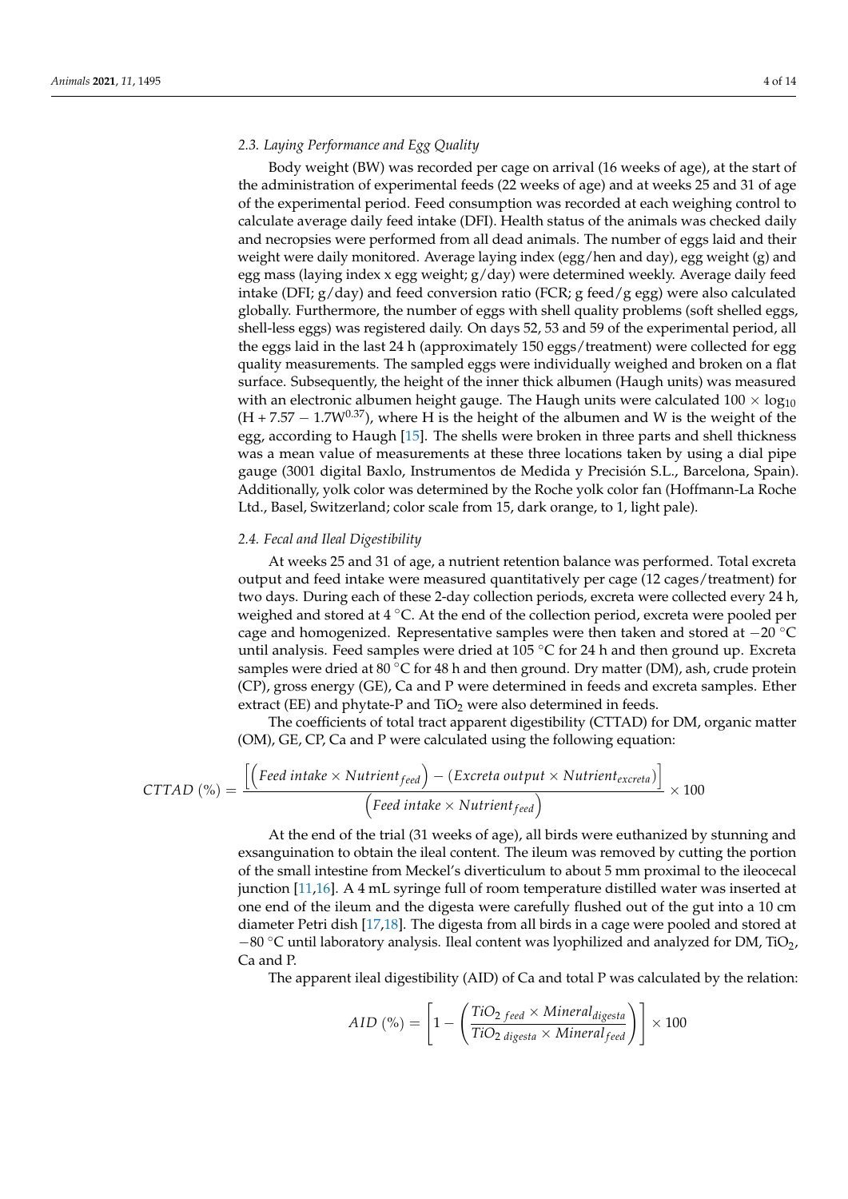### 2.3. Laying Performance and Egg Quality

Body weight (BW) was recorded per cage on arrival (16 weeks of age), at the start of the administration of experimental feeds (22 weeks of age) and at weeks 25 and 31 of age of the experimental period. Feed consumption was recorded at each weighing control to calculate average daily feed intake (DFI). Health status of the animals was checked daily and necropsies were performed from all dead animals. The number of eggs laid and their weight were daily monitored. Average laying index (egg/hen and day), egg weight (g) and egg mass (laying index x egg weight; g/day) were determined weekly. Average daily feed intake (DFI; g/day) and feed conversion ratio (FCR; g feed/g egg) were also calculated globally. Furthermore, the number of eggs with shell quality problems (soft shelled eggs, shell-less eggs) was registered daily. On days 52, 53 and 59 of the experimental period, all the eggs laid in the last 24 h (approximately 150 eggs/treatment) were collected for egg quality measurements. The sampled eggs were individually weighed and broken on a flat surface. Subsequently, the height of the inner thick albumen (Haugh units) was measured with an electronic albumen height gauge. The Haugh units were calculated $100 \times \log_{10}(H + 7.57 - 1.7W^{0.37})$, where H is the height of the albumen and W is the weight of the egg, according to Haugh [15]. The shells were broken in three parts and shell thickness was a mean value of measurements at these three locations taken by using a dial pipe gauge (3001 digital Baxlo, Instrumentos de Medida y Precisión S.L., Barcelona, Spain). Additionally, yolk color was determined by the Roche yolk color fan (Hoffmann-La Roche Ltd., Basel, Switzerland; color scale from 15, dark orange, to 1, light pale).

### 2.4. Fecal and Ileal Digestibility

At weeks 25 and 31 of age, a nutrient retention balance was performed. Total excreta output and feed intake were measured quantitatively per cage (12 cages/treatment) for two days. During each of these 2-day collection periods, excreta were collected every 24 h, weighed and stored at 4 °C. At the end of the collection period, excreta were pooled per cage and homogenized. Representative samples were then taken and stored at −20 °C until analysis. Feed samples were dried at 105 °C for 24 h and then ground up. Excreta samples were dried at 80 °C for 48 h and then ground. Dry matter (DM), ash, crude protein (CP), gross energy (GE), Ca and P were determined in feeds and excreta samples. Ether extract (EE) and phytate-P and $TiO_2$ were also determined in feeds.

The coefficients of total tract apparent digestibility (CTTAD) for DM, organic matter (OM), GE, CP, Ca and P were calculated using the following equation:

$$CTTAD\ (\%) = \frac{\left[\left(Feed\ intake \times Nutrient_{feed}\right) - \left(Excreta\ output \times Nutrient_{excreta}\right)\right]}{\left(Feed\ intake \times Nutrient_{feed}\right)} \times 100$$

At the end of the trial (31 weeks of age), all birds were euthanized by stunning and exsanguination to obtain the ileal content. The ileum was removed by cutting the portion of the small intestine from Meckel's diverticulum to about 5 mm proximal to the ileocecal junction [11,16]. A 4 mL syringe full of room temperature distilled water was inserted at one end of the ileum and the digesta were carefully flushed out of the gut into a 10 cm diameter Petri dish [17,18]. The digesta from all birds in a cage were pooled and stored at −80 °C until laboratory analysis. Ileal content was lyophilized and analyzed for DM, $TiO_2$, Ca and P.

The apparent ileal digestibility (AID) of Ca and total P was calculated by the relation:

$$AID\ (\%) = \left[1 - \left(\frac{TiO_{2\ feed} \times Mineral_{digesta}}{TiO_{2\ digesta} \times Mineral_{feed}}\right)\right] \times 100$$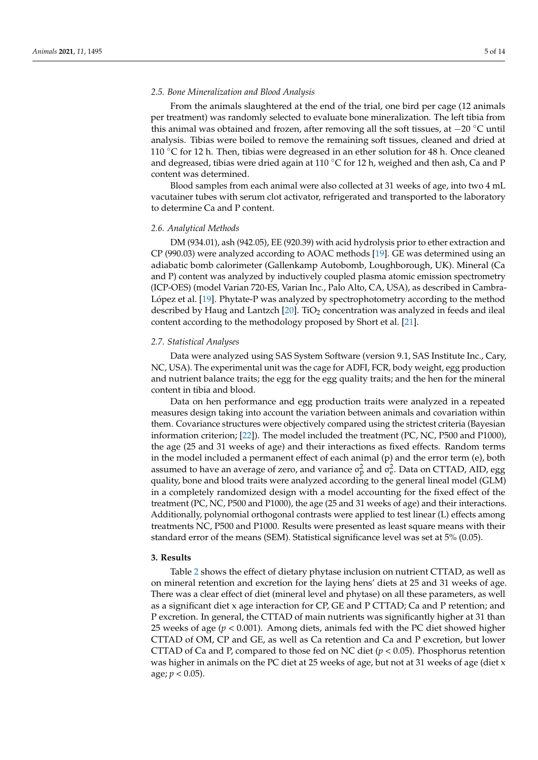### 2.5. Bone Mineralization and Blood Analysis

From the animals slaughtered at the end of the trial, one bird per cage (12 animals per treatment) was randomly selected to evaluate bone mineralization. The left tibia from this animal was obtained and frozen, after removing all the soft tissues, at −20 °C until analysis. Tibias were boiled to remove the remaining soft tissues, cleaned and dried at 110 °C for 12 h. Then, tibias were degreased in an ether solution for 48 h. Once cleaned and degreased, tibias were dried again at 110 °C for 12 h, weighed and then ash, Ca and P content was determined.

Blood samples from each animal were also collected at 31 weeks of age, into two 4 mL vacutainer tubes with serum clot activator, refrigerated and transported to the laboratory to determine Ca and P content.

### 2.6. Analytical Methods

DM (934.01), ash (942.05), EE (920.39) with acid hydrolysis prior to ether extraction and CP (990.03) were analyzed according to AOAC methods [19]. GE was determined using an adiabatic bomb calorimeter (Gallenkamp Autobomb, Loughborough, UK). Mineral (Ca and P) content was analyzed by inductively coupled plasma atomic emission spectrometry (ICP-OES) (model Varian 720-ES, Varian Inc., Palo Alto, CA, USA), as described in Cambra-López et al. [19]. Phytate-P was analyzed by spectrophotometry according to the method described by Haug and Lantzch [20]. $TiO_2$ concentration was analyzed in feeds and ileal content according to the methodology proposed by Short et al. [21].

### 2.7. Statistical Analyses

Data were analyzed using SAS System Software (version 9.1, SAS Institute Inc., Cary, NC, USA). The experimental unit was the cage for ADFI, FCR, body weight, egg production and nutrient balance traits; the egg for the egg quality traits; and the hen for the mineral content in tibia and blood.

Data on hen performance and egg production traits were analyzed in a repeated measures design taking into account the variation between animals and covariation within them. Covariance structures were objectively compared using the strictest criteria (Bayesian information criterion; [22]). The model included the treatment (PC, NC, P500 and P1000), the age (25 and 31 weeks of age) and their interactions as fixed effects. Random terms in the model included a permanent effect of each animal (p) and the error term (e), both assumed to have an average of zero, and variance $\sigma^2_p$ and $\sigma^2_e$. Data on CTTAD, AID, egg quality, bone and blood traits were analyzed according to the general lineal model (GLM) in a completely randomized design with a model accounting for the fixed effect of the treatment (PC, NC, P500 and P1000), the age (25 and 31 weeks of age) and their interactions. Additionally, polynomial orthogonal contrasts were applied to test linear (L) effects among treatments NC, P500 and P1000. Results were presented as least square means with their standard error of the means (SEM). Statistical significance level was set at 5% (0.05).

## 3. Results

Table 2 shows the effect of dietary phytase inclusion on nutrient CTTAD, as well as on mineral retention and excretion for the laying hens' diets at 25 and 31 weeks of age. There was a clear effect of diet (mineral level and phytase) on all these parameters, as well as a significant diet x age interaction for CP, GE and P CTTAD; Ca and P retention; and P excretion. In general, the CTTAD of main nutrients was significantly higher at 31 than 25 weeks of age ($p < 0.001$). Among diets, animals fed with the PC diet showed higher CTTAD of OM, CP and GE, as well as Ca retention and Ca and P excretion, but lower CTTAD of Ca and P, compared to those fed on NC diet ($p < 0.05$). Phosphorus retention was higher in animals on the PC diet at 25 weeks of age, but not at 31 weeks of age (diet x age; $p < 0.05$).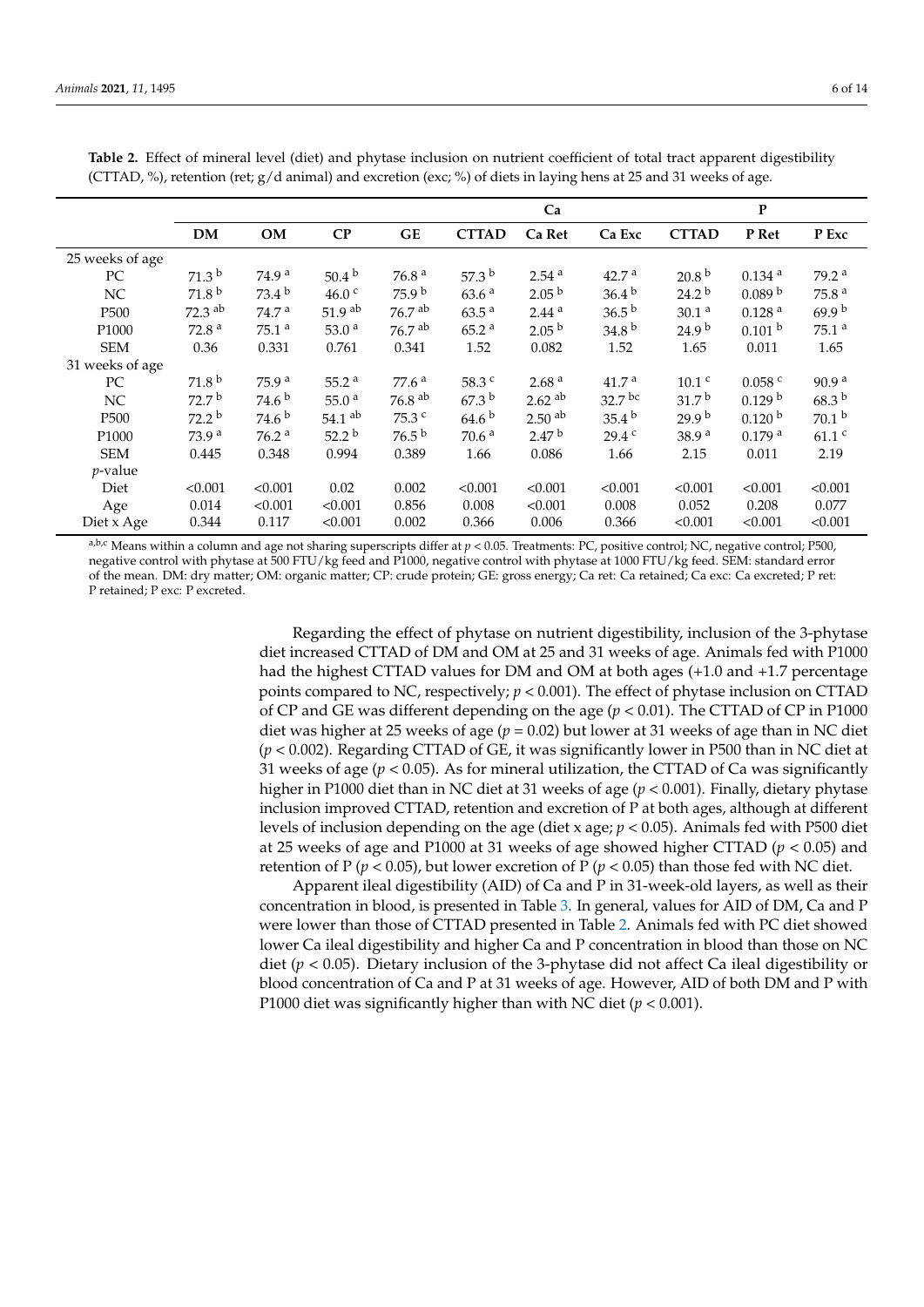**Table 2.** Effect of mineral level (diet) and phytase inclusion on nutrient coefficient of total tract apparent digestibility (CTTAD, %), retention (ret; g/d animal) and excretion (exc; %) of diets in laying hens at 25 and 31 weeks of age.

| | | | | | Ca | | | P | | |
|---|---|---|---|---|---|---|---|---|---|---|
| | DM | OM | CP | GE | CTTAD | Ca Ret | Ca Exc | CTTAD | P Ret | P Exc |
| 25 weeks of age | | | | | | | | | | |
| PC | 71.3 [b] | 74.9 [a] | 50.4 [b] | 76.8 [a] | 57.3 [b] | 2.54 [a] | 42.7 [a] | 20.8 [b] | 0.134 [a] | 79.2 [a] |
| NC | 71.8 [b] | 73.4 [b] | 46.0 [c] | 75.9 [b] | 63.6 [a] | 2.05 [b] | 36.4 [b] | 24.2 [b] | 0.089 [b] | 75.8 [a] |
| P500 | 72.3 [ab] | 74.7 [a] | 51.9 [ab] | 76.7 [ab] | 63.5 [a] | 2.44 [a] | 36.5 [b] | 30.1 [a] | 0.128 [a] | 69.9 [b] |
| P1000 | 72.8 [a] | 75.1 [a] | 53.0 [a] | 76.7 [ab] | 65.2 [a] | 2.05 [b] | 34.8 [b] | 24.9 [b] | 0.101 [b] | 75.1 [a] |
| SEM | 0.36 | 0.331 | 0.761 | 0.341 | 1.52 | 0.082 | 1.52 | 1.65 | 0.011 | 1.65 |
| 31 weeks of age | | | | | | | | | | |
| PC | 71.8 [b] | 75.9 [a] | 55.2 [a] | 77.6 [a] | 58.3 [c] | 2.68 [a] | 41.7 [a] | 10.1 [c] | 0.058 [c] | 90.9 [a] |
| NC | 72.7 [b] | 74.6 [b] | 55.0 [a] | 76.8 [ab] | 67.3 [b] | 2.62 [ab] | 32.7 [bc] | 31.7 [b] | 0.129 [b] | 68.3 [b] |
| P500 | 72.2 [b] | 74.6 [b] | 54.1 [ab] | 75.3 [c] | 64.6 [b] | 2.50 [ab] | 35.4 [b] | 29.9 [b] | 0.120 [b] | 70.1 [b] |
| P1000 | 73.9 [a] | 76.2 [a] | 52.2 [b] | 76.5 [b] | 70.6 [a] | 2.47 [b] | 29.4 [c] | 38.9 [a] | 0.179 [a] | 61.1 [c] |
| SEM | 0.445 | 0.348 | 0.994 | 0.389 | 1.66 | 0.086 | 1.66 | 2.15 | 0.011 | 2.19 |
| *p*-value | | | | | | | | | | |
| Diet | <0.001 | <0.001 | 0.02 | 0.002 | <0.001 | <0.001 | <0.001 | <0.001 | <0.001 | <0.001 |
| Age | 0.014 | <0.001 | <0.001 | 0.856 | 0.008 | <0.001 | 0.008 | 0.052 | 0.208 | 0.077 |
| Diet x Age | 0.344 | 0.117 | <0.001 | 0.002 | 0.366 | 0.006 | 0.366 | <0.001 | <0.001 | <0.001 |

[a,b,c] Means within a column and age not sharing superscripts differ at $p < 0.05$. Treatments: PC, positive control; NC, negative control; P500, negative control with phytase at 500 FTU/kg feed and P1000, negative control with phytase at 1000 FTU/kg feed. SEM: standard error of the mean. DM: dry matter; OM: organic matter; CP: crude protein; GE: gross energy; Ca ret: Ca retained; Ca exc: Ca excreted; P ret: P retained; P exc: P excreted.

Regarding the effect of phytase on nutrient digestibility, inclusion of the 3-phytase diet increased CTTAD of DM and OM at 25 and 31 weeks of age. Animals fed with P1000 had the highest CTTAD values for DM and OM at both ages (+1.0 and +1.7 percentage points compared to NC, respectively; $p < 0.001$). The effect of phytase inclusion on CTTAD of CP and GE was different depending on the age ($p < 0.01$). The CTTAD of CP in P1000 diet was higher at 25 weeks of age ($p = 0.02$) but lower at 31 weeks of age than in NC diet ($p < 0.002$). Regarding CTTAD of GE, it was significantly lower in P500 than in NC diet at 31 weeks of age ($p < 0.05$). As for mineral utilization, the CTTAD of Ca was significantly higher in P1000 diet than in NC diet at 31 weeks of age ($p < 0.001$). Finally, dietary phytase inclusion improved CTTAD, retention and excretion of P at both ages, although at different levels of inclusion depending on the age (diet x age; $p < 0.05$). Animals fed with P500 diet at 25 weeks of age and P1000 at 31 weeks of age showed higher CTTAD ($p < 0.05$) and retention of P ($p < 0.05$), but lower excretion of P ($p < 0.05$) than those fed with NC diet.

Apparent ileal digestibility (AID) of Ca and P in 31-week-old layers, as well as their concentration in blood, is presented in Table 3. In general, values for AID of DM, Ca and P were lower than those of CTTAD presented in Table 2. Animals fed with PC diet showed lower Ca ileal digestibility and higher Ca and P concentration in blood than those on NC diet ($p < 0.05$). Dietary inclusion of the 3-phytase did not affect Ca ileal digestibility or blood concentration of Ca and P at 31 weeks of age. However, AID of both DM and P with P1000 diet was significantly higher than with NC diet ($p < 0.001$).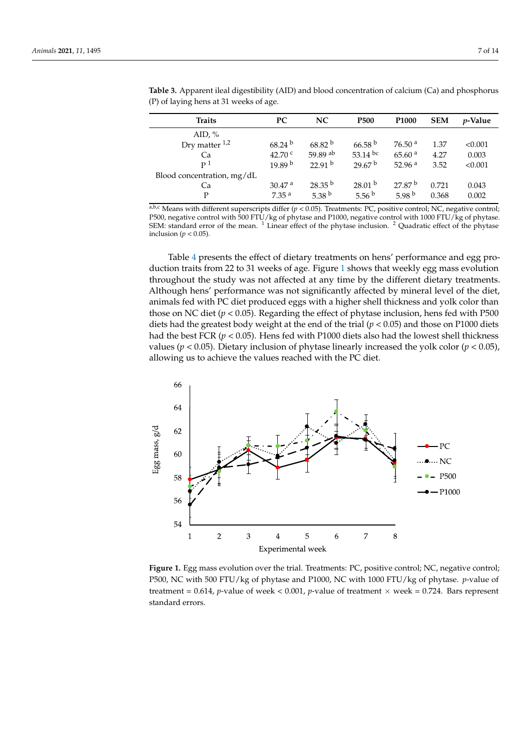**Table 3.** Apparent ileal digestibility (AID) and blood concentration of calcium (Ca) and phosphorus (P) of laying hens at 31 weeks of age.

| Traits | PC | NC | P500 | P1000 | SEM | *p*-Value |
|---|---|---|---|---|---|---|
| AID, % | | | | | | |
| Dry matter [1,2] | 68.24 [b] | 68.82 [b] | 66.58 [b] | 76.50 [a] | 1.37 | <0.001 |
| Ca | 42.70 [c] | 59.89 [ab] | 53.14 [bc] | 65.60 [a] | 4.27 | 0.003 |
| P [1] | 19.89 [b] | 22.91 [b] | 29.67 [b] | 52.96 [a] | 3.52 | <0.001 |
| Blood concentration, mg/dL | | | | | | |
| Ca | 30.47 [a] | 28.35 [b] | 28.01 [b] | 27.87 [b] | 0.721 | 0.043 |
| P | 7.35 [a] | 5.38 [b] | 5.56 [b] | 5.98 [b] | 0.368 | 0.002 |

[a,b,c] Means with different superscripts differ ($p < 0.05$). Treatments: PC, positive control; NC, negative control; P500, negative control with 500 FTU/kg of phytase and P1000, negative control with 1000 FTU/kg of phytase. SEM: standard error of the mean. [1] Linear effect of the phytase inclusion. [2] Quadratic effect of the phytase inclusion ($p < 0.05$).

Table 4 presents the effect of dietary treatments on hens' performance and egg production traits from 22 to 31 weeks of age. Figure 1 shows that weekly egg mass evolution throughout the study was not affected at any time by the different dietary treatments. Although hens' performance was not significantly affected by mineral level of the diet, animals fed with PC diet produced eggs with a higher shell thickness and yolk color than those on NC diet ($p < 0.05$). Regarding the effect of phytase inclusion, hens fed with P500 diets had the greatest body weight at the end of the trial ($p < 0.05$) and those on P1000 diets had the best FCR ($p < 0.05$). Hens fed with P1000 diets also had the lowest shell thickness values ($p < 0.05$). Dietary inclusion of phytase linearly increased the yolk color ($p < 0.05$), allowing us to achieve the values reached with the PC diet.

**Figure 1.** Egg mass evolution over the trial. Treatments: PC, positive control; NC, negative control; P500, NC with 500 FTU/kg of phytase and P1000, NC with 1000 FTU/kg of phytase. *p*-value of treatment = 0.614, *p*-value of week < 0.001, *p*-value of treatment × week = 0.724. Bars represent standard errors.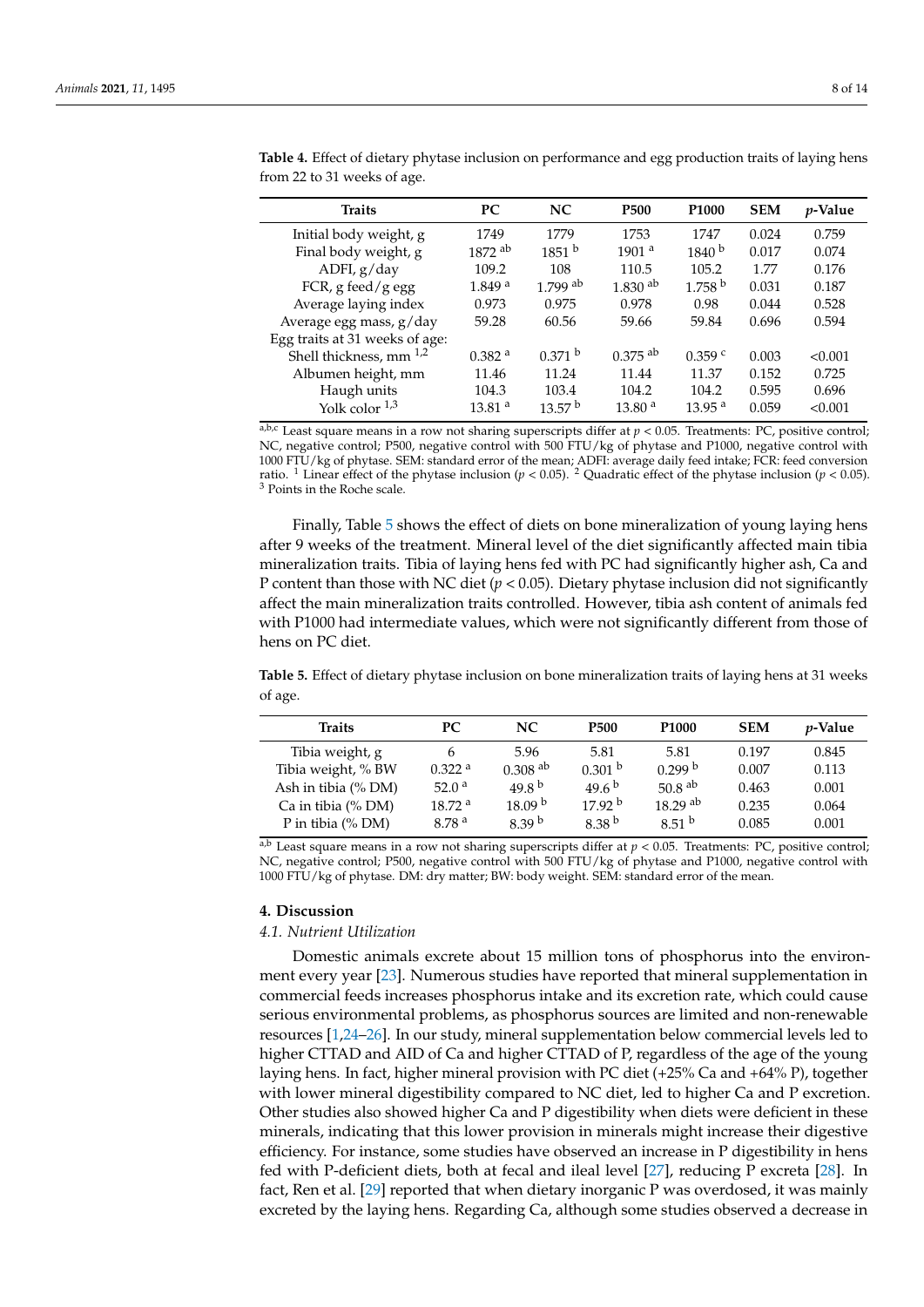**Table 4.** Effect of dietary phytase inclusion on performance and egg production traits of laying hens from 22 to 31 weeks of age.

| Traits | PC | NC | P500 | P1000 | SEM | $p$-Value |
|---|---|---|---|---|---|---|
| Initial body weight, g | 1749 | 1779 | 1753 | 1747 | 0.024 | 0.759 |
| Final body weight, g | 1872 [ab] | 1851 [b] | 1901 [a] | 1840 [b] | 0.017 | 0.074 |
| ADFI, g/day | 109.2 | 108 | 110.5 | 105.2 | 1.77 | 0.176 |
| FCR, g feed/g egg | 1.849 [a] | 1.799 [ab] | 1.830 [ab] | 1.758 [b] | 0.031 | 0.187 |
| Average laying index | 0.973 | 0.975 | 0.978 | 0.98 | 0.044 | 0.528 |
| Average egg mass, g/day | 59.28 | 60.56 | 59.66 | 59.84 | 0.696 | 0.594 |
| Egg traits at 31 weeks of age: | | | | | | |
| Shell thickness, mm [1,2] | 0.382 [a] | 0.371 [b] | 0.375 [ab] | 0.359 [c] | 0.003 | <0.001 |
| Albumen height, mm | 11.46 | 11.24 | 11.44 | 11.37 | 0.152 | 0.725 |
| Haugh units | 104.3 | 103.4 | 104.2 | 104.2 | 0.595 | 0.696 |
| Yolk color [1,3] | 13.81 [a] | 13.57 [b] | 13.80 [a] | 13.95 [a] | 0.059 | <0.001 |

[a,b,c] Least square means in a row not sharing superscripts differ at $p < 0.05$. Treatments: PC, positive control; NC, negative control; P500, negative control with 500 FTU/kg of phytase and P1000, negative control with 1000 FTU/kg of phytase. SEM: standard error of the mean; ADFI: average daily feed intake; FCR: feed conversion ratio. [1] Linear effect of the phytase inclusion ($p < 0.05$). [2] Quadratic effect of the phytase inclusion ($p < 0.05$). [3] Points in the Roche scale.

Finally, Table 5 shows the effect of diets on bone mineralization of young laying hens after 9 weeks of the treatment. Mineral level of the diet significantly affected main tibia mineralization traits. Tibia of laying hens fed with PC had significantly higher ash, Ca and P content than those with NC diet ($p < 0.05$). Dietary phytase inclusion did not significantly affect the main mineralization traits controlled. However, tibia ash content of animals fed with P1000 had intermediate values, which were not significantly different from those of hens on PC diet.

**Table 5.** Effect of dietary phytase inclusion on bone mineralization traits of laying hens at 31 weeks of age.

| Traits | PC | NC | P500 | P1000 | SEM | $p$-Value |
|---|---|---|---|---|---|---|
| Tibia weight, g | 6 | 5.96 | 5.81 | 5.81 | 0.197 | 0.845 |
| Tibia weight, % BW | 0.322 [a] | 0.308 [ab] | 0.301 [b] | 0.299 [b] | 0.007 | 0.113 |
| Ash in tibia (% DM) | 52.0 [a] | 49.8 [b] | 49.6 [b] | 50.8 [ab] | 0.463 | 0.001 |
| Ca in tibia (% DM) | 18.72 [a] | 18.09 [b] | 17.92 [b] | 18.29 [ab] | 0.235 | 0.064 |
| P in tibia (% DM) | 8.78 [a] | 8.39 [b] | 8.38 [b] | 8.51 [b] | 0.085 | 0.001 |

[a,b] Least square means in a row not sharing superscripts differ at $p < 0.05$. Treatments: PC, positive control; NC, negative control; P500, negative control with 500 FTU/kg of phytase and P1000, negative control with 1000 FTU/kg of phytase. DM: dry matter; BW: body weight. SEM: standard error of the mean.

## 4. Discussion

### 4.1. Nutrient Utilization

Domestic animals excrete about 15 million tons of phosphorus into the environment every year [23]. Numerous studies have reported that mineral supplementation in commercial feeds increases phosphorus intake and its excretion rate, which could cause serious environmental problems, as phosphorus sources are limited and non-renewable resources [1,24–26]. In our study, mineral supplementation below commercial levels led to higher CTTAD and AID of Ca and higher CTTAD of P, regardless of the age of the young laying hens. In fact, higher mineral provision with PC diet (+25% Ca and +64% P), together with lower mineral digestibility compared to NC diet, led to higher Ca and P excretion. Other studies also showed higher Ca and P digestibility when diets were deficient in these minerals, indicating that this lower provision in minerals might increase their digestive efficiency. For instance, some studies have observed an increase in P digestibility in hens fed with P-deficient diets, both at fecal and ileal level [27], reducing P excreta [28]. In fact, Ren et al. [29] reported that when dietary inorganic P was overdosed, it was mainly excreted by the laying hens. Regarding Ca, although some studies observed a decrease in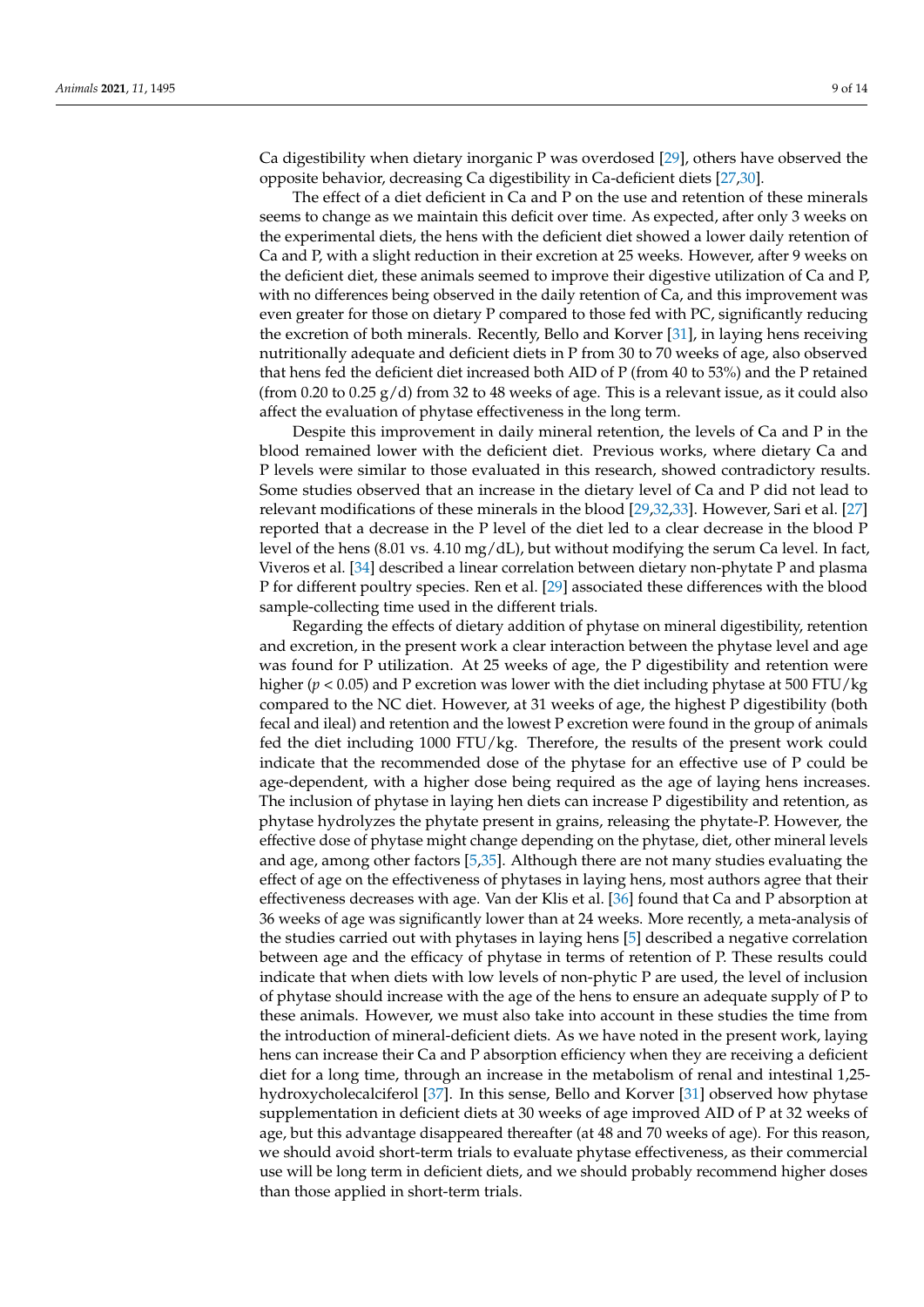Ca digestibility when dietary inorganic P was overdosed [29], others have observed the opposite behavior, decreasing Ca digestibility in Ca-deficient diets [27,30].

The effect of a diet deficient in Ca and P on the use and retention of these minerals seems to change as we maintain this deficit over time. As expected, after only 3 weeks on the experimental diets, the hens with the deficient diet showed a lower daily retention of Ca and P, with a slight reduction in their excretion at 25 weeks. However, after 9 weeks on the deficient diet, these animals seemed to improve their digestive utilization of Ca and P, with no differences being observed in the daily retention of Ca, and this improvement was even greater for those on dietary P compared to those fed with PC, significantly reducing the excretion of both minerals. Recently, Bello and Korver [31], in laying hens receiving nutritionally adequate and deficient diets in P from 30 to 70 weeks of age, also observed that hens fed the deficient diet increased both AID of P (from 40 to 53%) and the P retained (from 0.20 to 0.25 g/d) from 32 to 48 weeks of age. This is a relevant issue, as it could also affect the evaluation of phytase effectiveness in the long term.

Despite this improvement in daily mineral retention, the levels of Ca and P in the blood remained lower with the deficient diet. Previous works, where dietary Ca and P levels were similar to those evaluated in this research, showed contradictory results. Some studies observed that an increase in the dietary level of Ca and P did not lead to relevant modifications of these minerals in the blood [29,32,33]. However, Sari et al. [27] reported that a decrease in the P level of the diet led to a clear decrease in the blood P level of the hens (8.01 vs. 4.10 mg/dL), but without modifying the serum Ca level. In fact, Viveros et al. [34] described a linear correlation between dietary non-phytate P and plasma P for different poultry species. Ren et al. [29] associated these differences with the blood sample-collecting time used in the different trials.

Regarding the effects of dietary addition of phytase on mineral digestibility, retention and excretion, in the present work a clear interaction between the phytase level and age was found for P utilization. At 25 weeks of age, the P digestibility and retention were higher ($p < 0.05$) and P excretion was lower with the diet including phytase at 500 FTU/kg compared to the NC diet. However, at 31 weeks of age, the highest P digestibility (both fecal and ileal) and retention and the lowest P excretion were found in the group of animals fed the diet including 1000 FTU/kg. Therefore, the results of the present work could indicate that the recommended dose of the phytase for an effective use of P could be age-dependent, with a higher dose being required as the age of laying hens increases. The inclusion of phytase in laying hen diets can increase P digestibility and retention, as phytase hydrolyzes the phytate present in grains, releasing the phytate-P. However, the effective dose of phytase might change depending on the phytase, diet, other mineral levels and age, among other factors [5,35]. Although there are not many studies evaluating the effect of age on the effectiveness of phytases in laying hens, most authors agree that their effectiveness decreases with age. Van der Klis et al. [36] found that Ca and P absorption at 36 weeks of age was significantly lower than at 24 weeks. More recently, a meta-analysis of the studies carried out with phytases in laying hens [5] described a negative correlation between age and the efficacy of phytase in terms of retention of P. These results could indicate that when diets with low levels of non-phytic P are used, the level of inclusion of phytase should increase with the age of the hens to ensure an adequate supply of P to these animals. However, we must also take into account in these studies the time from the introduction of mineral-deficient diets. As we have noted in the present work, laying hens can increase their Ca and P absorption efficiency when they are receiving a deficient diet for a long time, through an increase in the metabolism of renal and intestinal 1,25-hydroxycholecalciferol [37]. In this sense, Bello and Korver [31] observed how phytase supplementation in deficient diets at 30 weeks of age improved AID of P at 32 weeks of age, but this advantage disappeared thereafter (at 48 and 70 weeks of age). For this reason, we should avoid short-term trials to evaluate phytase effectiveness, as their commercial use will be long term in deficient diets, and we should probably recommend higher doses than those applied in short-term trials.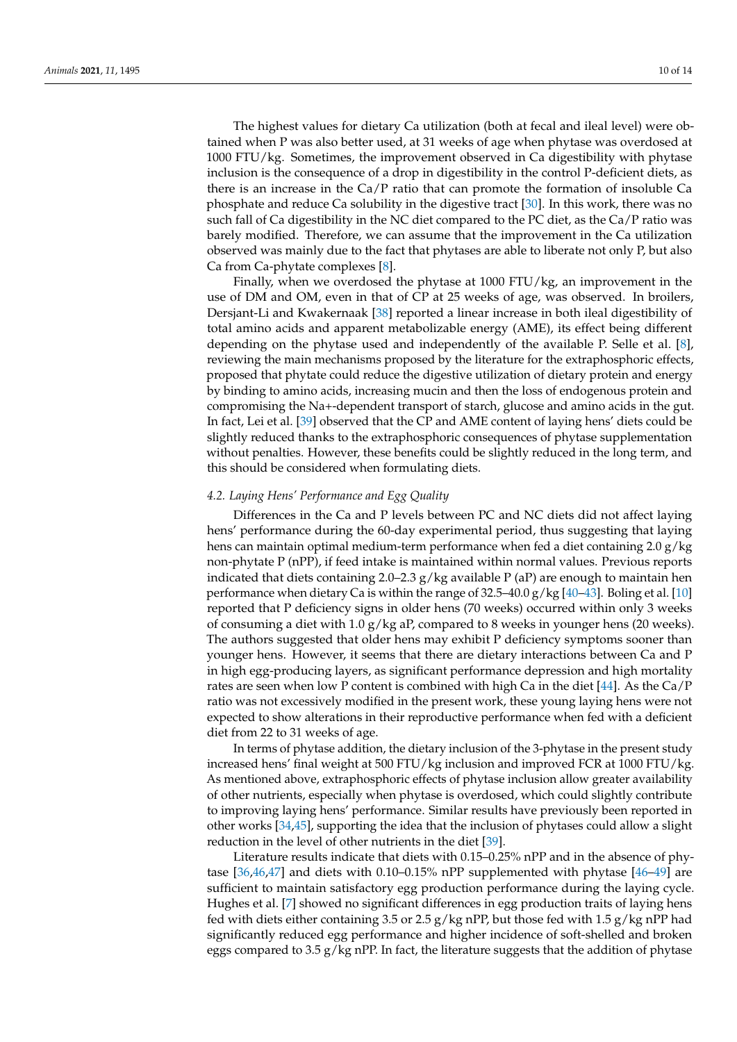The highest values for dietary Ca utilization (both at fecal and ileal level) were obtained when P was also better used, at 31 weeks of age when phytase was overdosed at 1000 FTU/kg. Sometimes, the improvement observed in Ca digestibility with phytase inclusion is the consequence of a drop in digestibility in the control P-deficient diets, as there is an increase in the Ca/P ratio that can promote the formation of insoluble Ca phosphate and reduce Ca solubility in the digestive tract [30]. In this work, there was no such fall of Ca digestibility in the NC diet compared to the PC diet, as the Ca/P ratio was barely modified. Therefore, we can assume that the improvement in the Ca utilization observed was mainly due to the fact that phytases are able to liberate not only P, but also Ca from Ca-phytate complexes [8].

Finally, when we overdosed the phytase at 1000 FTU/kg, an improvement in the use of DM and OM, even in that of CP at 25 weeks of age, was observed. In broilers, Dersjant-Li and Kwakernaak [38] reported a linear increase in both ileal digestibility of total amino acids and apparent metabolizable energy (AME), its effect being different depending on the phytase used and independently of the available P. Selle et al. [8], reviewing the main mechanisms proposed by the literature for the extraphosphoric effects, proposed that phytate could reduce the digestive utilization of dietary protein and energy by binding to amino acids, increasing mucin and then the loss of endogenous protein and compromising the $Na^{+}$-dependent transport of starch, glucose and amino acids in the gut. In fact, Lei et al. [39] observed that the CP and AME content of laying hens' diets could be slightly reduced thanks to the extraphosphoric consequences of phytase supplementation without penalties. However, these benefits could be slightly reduced in the long term, and this should be considered when formulating diets.

### *4.2. Laying Hens' Performance and Egg Quality*

Differences in the Ca and P levels between PC and NC diets did not affect laying hens' performance during the 60-day experimental period, thus suggesting that laying hens can maintain optimal medium-term performance when fed a diet containing 2.0 g/kg non-phytate P (nPP), if feed intake is maintained within normal values. Previous reports indicated that diets containing 2.0–2.3 g/kg available P (aP) are enough to maintain hen performance when dietary Ca is within the range of 32.5–40.0 g/kg [40–43]. Boling et al. [10] reported that P deficiency signs in older hens (70 weeks) occurred within only 3 weeks of consuming a diet with 1.0 g/kg aP, compared to 8 weeks in younger hens (20 weeks). The authors suggested that older hens may exhibit P deficiency symptoms sooner than younger hens. However, it seems that there are dietary interactions between Ca and P in high egg-producing layers, as significant performance depression and high mortality rates are seen when low P content is combined with high Ca in the diet [44]. As the Ca/P ratio was not excessively modified in the present work, these young laying hens were not expected to show alterations in their reproductive performance when fed with a deficient diet from 22 to 31 weeks of age.

In terms of phytase addition, the dietary inclusion of the 3-phytase in the present study increased hens' final weight at 500 FTU/kg inclusion and improved FCR at 1000 FTU/kg. As mentioned above, extraphosphoric effects of phytase inclusion allow greater availability of other nutrients, especially when phytase is overdosed, which could slightly contribute to improving laying hens' performance. Similar results have previously been reported in other works [34,45], supporting the idea that the inclusion of phytases could allow a slight reduction in the level of other nutrients in the diet [39].

Literature results indicate that diets with 0.15–0.25% nPP and in the absence of phytase [36,46,47] and diets with 0.10–0.15% nPP supplemented with phytase [46–49] are sufficient to maintain satisfactory egg production performance during the laying cycle. Hughes et al. [7] showed no significant differences in egg production traits of laying hens fed with diets either containing 3.5 or 2.5 g/kg nPP, but those fed with 1.5 g/kg nPP had significantly reduced egg performance and higher incidence of soft-shelled and broken eggs compared to 3.5 g/kg nPP. In fact, the literature suggests that the addition of phytase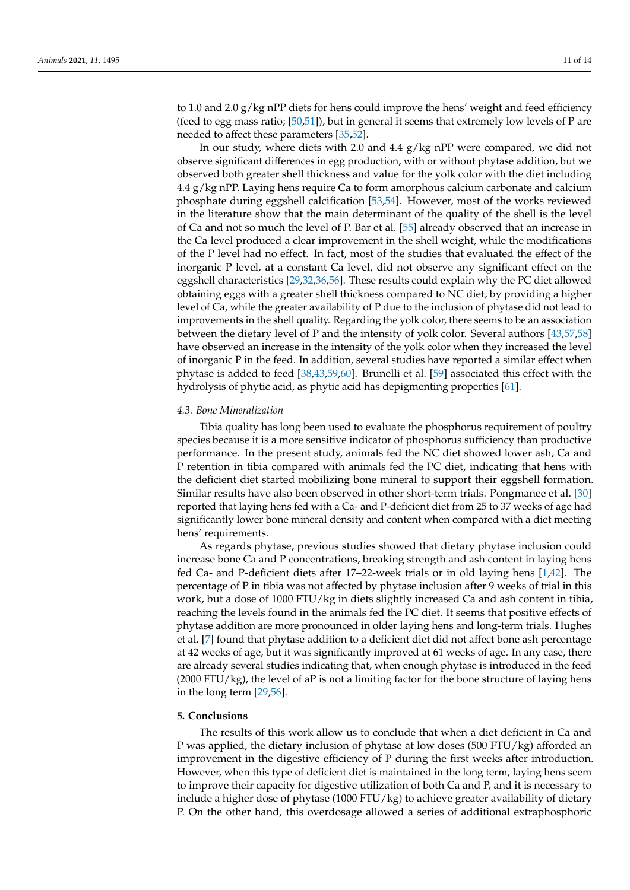to 1.0 and 2.0 g/kg nPP diets for hens could improve the hens' weight and feed efficiency (feed to egg mass ratio; [50,51]), but in general it seems that extremely low levels of P are needed to affect these parameters [35,52].

In our study, where diets with 2.0 and 4.4 g/kg nPP were compared, we did not observe significant differences in egg production, with or without phytase addition, but we observed both greater shell thickness and value for the yolk color with the diet including 4.4 g/kg nPP. Laying hens require Ca to form amorphous calcium carbonate and calcium phosphate during eggshell calcification [53,54]. However, most of the works reviewed in the literature show that the main determinant of the quality of the shell is the level of Ca and not so much the level of P. Bar et al. [55] already observed that an increase in the Ca level produced a clear improvement in the shell weight, while the modifications of the P level had no effect. In fact, most of the studies that evaluated the effect of the inorganic P level, at a constant Ca level, did not observe any significant effect on the eggshell characteristics [29,32,36,56]. These results could explain why the PC diet allowed obtaining eggs with a greater shell thickness compared to NC diet, by providing a higher level of Ca, while the greater availability of P due to the inclusion of phytase did not lead to improvements in the shell quality. Regarding the yolk color, there seems to be an association between the dietary level of P and the intensity of yolk color. Several authors [43,57,58] have observed an increase in the intensity of the yolk color when they increased the level of inorganic P in the feed. In addition, several studies have reported a similar effect when phytase is added to feed [38,43,59,60]. Brunelli et al. [59] associated this effect with the hydrolysis of phytic acid, as phytic acid has depigmenting properties [61].

### 4.3. Bone Mineralization

Tibia quality has long been used to evaluate the phosphorus requirement of poultry species because it is a more sensitive indicator of phosphorus sufficiency than productive performance. In the present study, animals fed the NC diet showed lower ash, Ca and P retention in tibia compared with animals fed the PC diet, indicating that hens with the deficient diet started mobilizing bone mineral to support their eggshell formation. Similar results have also been observed in other short-term trials. Pongmanee et al. [30] reported that laying hens fed with a Ca- and P-deficient diet from 25 to 37 weeks of age had significantly lower bone mineral density and content when compared with a diet meeting hens' requirements.

As regards phytase, previous studies showed that dietary phytase inclusion could increase bone Ca and P concentrations, breaking strength and ash content in laying hens fed Ca- and P-deficient diets after 17–22-week trials or in old laying hens [1,42]. The percentage of P in tibia was not affected by phytase inclusion after 9 weeks of trial in this work, but a dose of 1000 FTU/kg in diets slightly increased Ca and ash content in tibia, reaching the levels found in the animals fed the PC diet. It seems that positive effects of phytase addition are more pronounced in older laying hens and long-term trials. Hughes et al. [7] found that phytase addition to a deficient diet did not affect bone ash percentage at 42 weeks of age, but it was significantly improved at 61 weeks of age. In any case, there are already several studies indicating that, when enough phytase is introduced in the feed (2000 FTU/kg), the level of aP is not a limiting factor for the bone structure of laying hens in the long term [29,56].

## 5. Conclusions

The results of this work allow us to conclude that when a diet deficient in Ca and P was applied, the dietary inclusion of phytase at low doses (500 FTU/kg) afforded an improvement in the digestive efficiency of P during the first weeks after introduction. However, when this type of deficient diet is maintained in the long term, laying hens seem to improve their capacity for digestive utilization of both Ca and P, and it is necessary to include a higher dose of phytase (1000 FTU/kg) to achieve greater availability of dietary P. On the other hand, this overdosage allowed a series of additional extraphosphoric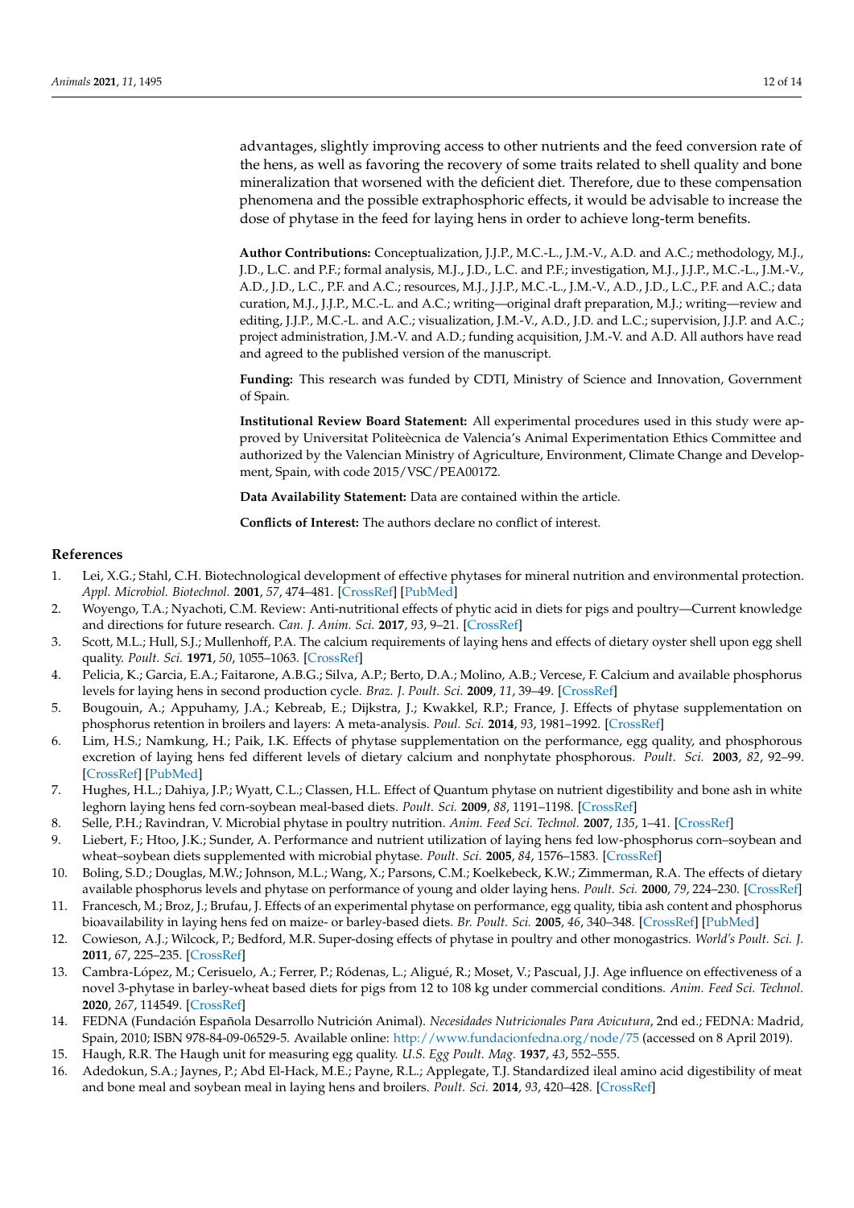advantages, slightly improving access to other nutrients and the feed conversion rate of the hens, as well as favoring the recovery of some traits related to shell quality and bone mineralization that worsened with the deficient diet. Therefore, due to these compensation phenomena and the possible extraphosphoric effects, it would be advisable to increase the dose of phytase in the feed for laying hens in order to achieve long-term benefits.

**Author Contributions:** Conceptualization, J.J.P., M.C.-L., J.M.-V., A.D. and A.C.; methodology, M.J., J.D., L.C. and P.F.; formal analysis, M.J., J.D., L.C. and P.F.; investigation, M.J., J.J.P., M.C.-L., J.M.-V., A.D., J.D., L.C., P.F. and A.C.; resources, M.J., J.J.P., M.C.-L., J.M.-V., A.D., J.D., L.C., P.F. and A.C.; data curation, M.J., J.J.P., M.C.-L. and A.C.; writing—original draft preparation, M.J.; writing—review and editing, J.J.P., M.C.-L. and A.C.; visualization, J.M.-V., A.D., J.D. and L.C.; supervision, J.J.P. and A.C.; project administration, J.M.-V. and A.D.; funding acquisition, J.M.-V. and A.D. All authors have read and agreed to the published version of the manuscript.

**Funding:** This research was funded by CDTI, Ministry of Science and Innovation, Government of Spain.

**Institutional Review Board Statement:** All experimental procedures used in this study were approved by Universitat Politeècnica de Valencia's Animal Experimentation Ethics Committee and authorized by the Valencian Ministry of Agriculture, Environment, Climate Change and Development, Spain, with code 2015/VSC/PEA00172.

**Data Availability Statement:** Data are contained within the article.

**Conflicts of Interest:** The authors declare no conflict of interest.

## References

1. Lei, X.G.; Stahl, C.H. Biotechnological development of effective phytases for mineral nutrition and environmental protection. *Appl. Microbiol. Biotechnol.* **2001**, *57*, 474–481. [CrossRef] [PubMed]
2. Woyengo, T.A.; Nyachoti, C.M. Review: Anti-nutritional effects of phytic acid in diets for pigs and poultry—Current knowledge and directions for future research. *Can. J. Anim. Sci.* **2017**, *93*, 9–21. [CrossRef]
3. Scott, M.L.; Hull, S.J.; Mullenhoff, P.A. The calcium requirements of laying hens and effects of dietary oyster shell upon egg shell quality. *Poult. Sci.* **1971**, *50*, 1055–1063. [CrossRef]
4. Pelicia, K.; Garcia, E.A.; Faitarone, A.B.G.; Silva, A.P.; Berto, D.A.; Molino, A.B.; Vercese, F. Calcium and available phosphorus levels for laying hens in second production cycle. *Braz. J. Poult. Sci.* **2009**, *11*, 39–49. [CrossRef]
5. Bougouin, A.; Appuhamy, J.A.; Kebreab, E.; Dijkstra, J.; Kwakkel, R.P.; France, J. Effects of phytase supplementation on phosphorus retention in broilers and layers: A meta-analysis. *Poul. Sci.* **2014**, *93*, 1981–1992. [CrossRef]
6. Lim, H.S.; Namkung, H.; Paik, I.K. Effects of phytase supplementation on the performance, egg quality, and phosphorous excretion of laying hens fed different levels of dietary calcium and nonphytate phosphorous. *Poult. Sci.* **2003**, *82*, 92–99. [CrossRef] [PubMed]
7. Hughes, H.L.; Dahiya, J.P.; Wyatt, C.L.; Classen, H.L. Effect of Quantum phytase on nutrient digestibility and bone ash in white leghorn laying hens fed corn-soybean meal-based diets. *Poult. Sci.* **2009**, *88*, 1191–1198. [CrossRef]
8. Selle, P.H.; Ravindran, V. Microbial phytase in poultry nutrition. *Anim. Feed Sci. Technol.* **2007**, *135*, 1–41. [CrossRef]
9. Liebert, F.; Htoo, J.K.; Sunder, A. Performance and nutrient utilization of laying hens fed low-phosphorus corn–soybean and wheat–soybean diets supplemented with microbial phytase. *Poult. Sci.* **2005**, *84*, 1576–1583. [CrossRef]
10. Boling, S.D.; Douglas, M.W.; Johnson, M.L.; Wang, X.; Parsons, C.M.; Koelkebeck, K.W.; Zimmerman, R.A. The effects of dietary available phosphorus levels and phytase on performance of young and older laying hens. *Poult. Sci.* **2000**, *79*, 224–230. [CrossRef]
11. Francesch, M.; Broz, J.; Brufau, J. Effects of an experimental phytase on performance, egg quality, tibia ash content and phosphorus bioavailability in laying hens fed on maize- or barley-based diets. *Br. Poult. Sci.* **2005**, *46*, 340–348. [CrossRef] [PubMed]
12. Cowieson, A.J.; Wilcock, P.; Bedford, M.R. Super-dosing effects of phytase in poultry and other monogastrics. *World's Poult. Sci. J.* **2011**, *67*, 225–235. [CrossRef]
13. Cambra-López, M.; Cerisuelo, A.; Ferrer, P.; Ródenas, L.; Aligué, R.; Moset, V.; Pascual, J.J. Age influence on effectiveness of a novel 3-phytase in barley-wheat based diets for pigs from 12 to 108 kg under commercial conditions. *Anim. Feed Sci. Technol.* **2020**, *267*, 114549. [CrossRef]
14. FEDNA (Fundación Española Desarrollo Nutrición Animal). *Necesidades Nutricionales Para Avicutura*, 2nd ed.; FEDNA: Madrid, Spain, 2010; ISBN 978-84-09-06529-5. Available online: http://www.fundacionfedna.org/node/75 (accessed on 8 April 2019).
15. Haugh, R.R. The Haugh unit for measuring egg quality. *U.S. Egg Poult. Mag.* **1937**, *43*, 552–555.
16. Adedokun, S.A.; Jaynes, P.; Abd El-Hack, M.E.; Payne, R.L.; Applegate, T.J. Standardized ileal amino acid digestibility of meat and bone meal and soybean meal in laying hens and broilers. *Poult. Sci.* **2014**, *93*, 420–428. [CrossRef]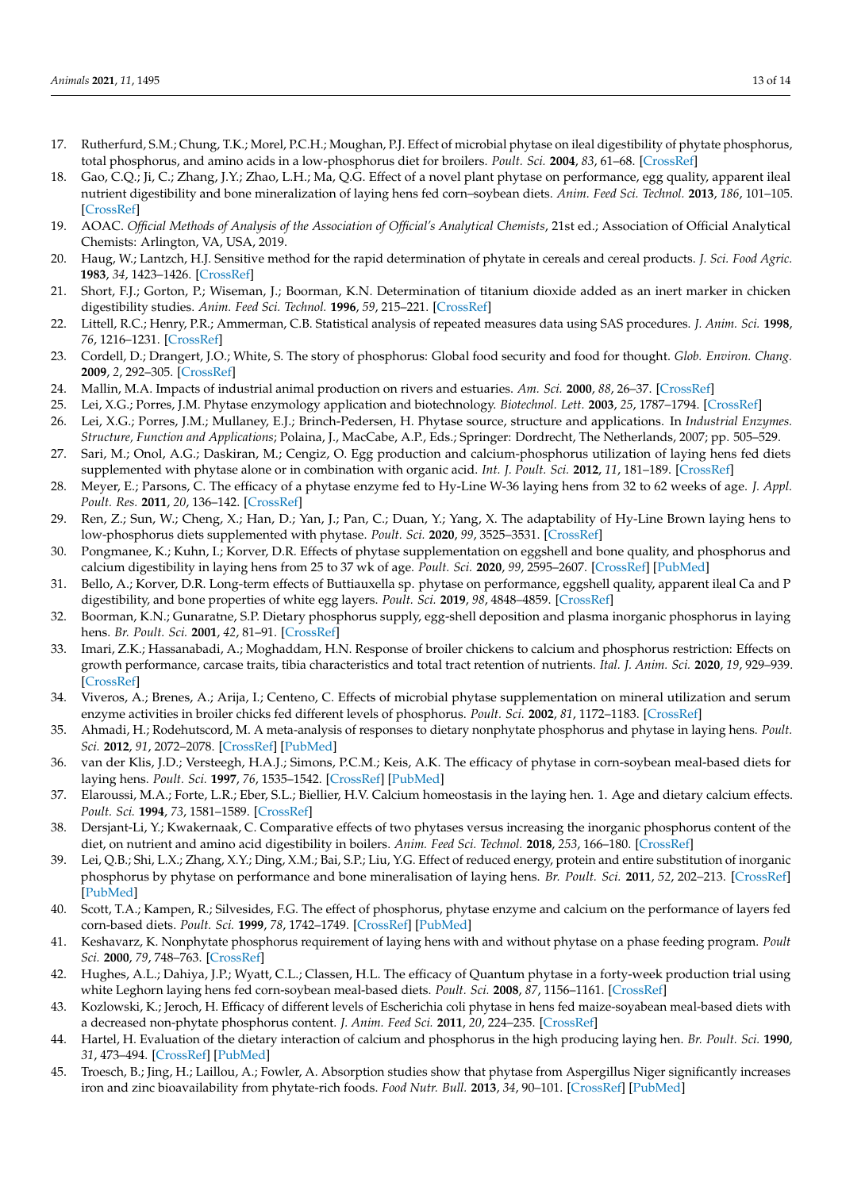17. Rutherfurd, S.M.; Chung, T.K.; Morel, P.C.H.; Moughan, P.J. Effect of microbial phytase on ileal digestibility of phytate phosphorus, total phosphorus, and amino acids in a low-phosphorus diet for broilers. *Poult. Sci.* **2004**, *83*, 61–68. [CrossRef]
18. Gao, C.Q.; Ji, C.; Zhang, J.Y.; Zhao, L.H.; Ma, Q.G. Effect of a novel plant phytase on performance, egg quality, apparent ileal nutrient digestibility and bone mineralization of laying hens fed corn–soybean diets. *Anim. Feed Sci. Technol.* **2013**, *186*, 101–105. [CrossRef]
19. AOAC. *Official Methods of Analysis of the Association of Official's Analytical Chemists*, 21st ed.; Association of Official Analytical Chemists: Arlington, VA, USA, 2019.
20. Haug, W.; Lantzch, H.J. Sensitive method for the rapid determination of phytate in cereals and cereal products. *J. Sci. Food Agric.* **1983**, *34*, 1423–1426. [CrossRef]
21. Short, F.J.; Gorton, P.; Wiseman, J.; Boorman, K.N. Determination of titanium dioxide added as an inert marker in chicken digestibility studies. *Anim. Feed Sci. Technol.* **1996**, *59*, 215–221. [CrossRef]
22. Littell, R.C.; Henry, P.R.; Ammerman, C.B. Statistical analysis of repeated measures data using SAS procedures. *J. Anim. Sci.* **1998**, *76*, 1216–1231. [CrossRef]
23. Cordell, D.; Drangert, J.O.; White, S. The story of phosphorus: Global food security and food for thought. *Glob. Environ. Chang.* **2009**, *2*, 292–305. [CrossRef]
24. Mallin, M.A. Impacts of industrial animal production on rivers and estuaries. *Am. Sci.* **2000**, *88*, 26–37. [CrossRef]
25. Lei, X.G.; Porres, J.M. Phytase enzymology application and biotechnology. *Biotechnol. Lett.* **2003**, *25*, 1787–1794. [CrossRef]
26. Lei, X.G.; Porres, J.M.; Mullaney, E.J.; Brinch-Pedersen, H. Phytase source, structure and applications. In *Industrial Enzymes. Structure, Function and Applications*; Polaina, J., MacCabe, A.P., Eds.; Springer: Dordrecht, The Netherlands, 2007; pp. 505–529.
27. Sari, M.; Onol, A.G.; Daskiran, M.; Cengiz, O. Egg production and calcium-phosphorus utilization of laying hens fed diets supplemented with phytase alone or in combination with organic acid. *Int. J. Poult. Sci.* **2012**, *11*, 181–189. [CrossRef]
28. Meyer, E.; Parsons, C. The efficacy of a phytase enzyme fed to Hy-Line W-36 laying hens from 32 to 62 weeks of age. *J. Appl. Poult. Res.* **2011**, *20*, 136–142. [CrossRef]
29. Ren, Z.; Sun, W.; Cheng, X.; Han, D.; Yan, J.; Pan, C.; Duan, Y.; Yang, X. The adaptability of Hy-Line Brown laying hens to low-phosphorus diets supplemented with phytase. *Poult. Sci.* **2020**, *99*, 3525–3531. [CrossRef]
30. Pongmanee, K.; Kuhn, I.; Korver, D.R. Effects of phytase supplementation on eggshell and bone quality, and phosphorus and calcium digestibility in laying hens from 25 to 37 wk of age. *Poult. Sci.* **2020**, *99*, 2595–2607. [CrossRef] [PubMed]
31. Bello, A.; Korver, D.R. Long-term effects of Buttiauxella sp. phytase on performance, eggshell quality, apparent ileal Ca and P digestibility, and bone properties of white egg layers. *Poult. Sci.* **2019**, *98*, 4848–4859. [CrossRef]
32. Boorman, K.N.; Gunaratne, S.P. Dietary phosphorus supply, egg-shell deposition and plasma inorganic phosphorus in laying hens. *Br. Poult. Sci.* **2001**, *42*, 81–91. [CrossRef]
33. Imari, Z.K.; Hassanabadi, A.; Moghaddam, H.N. Response of broiler chickens to calcium and phosphorus restriction: Effects on growth performance, carcase traits, tibia characteristics and total tract retention of nutrients. *Ital. J. Anim. Sci.* **2020**, *19*, 929–939. [CrossRef]
34. Viveros, A.; Brenes, A.; Arija, I.; Centeno, C. Effects of microbial phytase supplementation on mineral utilization and serum enzyme activities in broiler chicks fed different levels of phosphorus. *Poult. Sci.* **2002**, *81*, 1172–1183. [CrossRef]
35. Ahmadi, H.; Rodehutscord, M. A meta-analysis of responses to dietary nonphytate phosphorus and phytase in laying hens. *Poult. Sci.* **2012**, *91*, 2072–2078. [CrossRef] [PubMed]
36. van der Klis, J.D.; Versteegh, H.A.J.; Simons, P.C.M.; Keis, A.K. The efficacy of phytase in corn-soybean meal-based diets for laying hens. *Poult. Sci.* **1997**, *76*, 1535–1542. [CrossRef] [PubMed]
37. Elaroussi, M.A.; Forte, L.R.; Eber, S.L.; Biellier, H.V. Calcium homeostasis in the laying hen. 1. Age and dietary calcium effects. *Poult. Sci.* **1994**, *73*, 1581–1589. [CrossRef]
38. Dersjant-Li, Y.; Kwakernaak, C. Comparative effects of two phytases versus increasing the inorganic phosphorus content of the diet, on nutrient and amino acid digestibility in boilers. *Anim. Feed Sci. Technol.* **2018**, *253*, 166–180. [CrossRef]
39. Lei, Q.B.; Shi, L.X.; Zhang, X.Y.; Ding, X.M.; Bai, S.P.; Liu, Y.G. Effect of reduced energy, protein and entire substitution of inorganic phosphorus by phytase on performance and bone mineralisation of laying hens. *Br. Poult. Sci.* **2011**, *52*, 202–213. [CrossRef] [PubMed]
40. Scott, T.A.; Kampen, R.; Silvesides, F.G. The effect of phosphorus, phytase enzyme and calcium on the performance of layers fed corn-based diets. *Poult. Sci.* **1999**, *78*, 1742–1749. [CrossRef] [PubMed]
41. Keshavarz, K. Nonphytate phosphorus requirement of laying hens with and without phytase on a phase feeding program. *Poult Sci.* **2000**, *79*, 748–763. [CrossRef]
42. Hughes, A.L.; Dahiya, J.P.; Wyatt, C.L.; Classen, H.L. The efficacy of Quantum phytase in a forty-week production trial using white Leghorn laying hens fed corn-soybean meal-based diets. *Poult. Sci.* **2008**, *87*, 1156–1161. [CrossRef]
43. Kozlowski, K.; Jeroch, H. Efficacy of different levels of Escherichia coli phytase in hens fed maize-soyabean meal-based diets with a decreased non-phytate phosphorus content. *J. Anim. Feed Sci.* **2011**, *20*, 224–235. [CrossRef]
44. Hartel, H. Evaluation of the dietary interaction of calcium and phosphorus in the high producing laying hen. *Br. Poult. Sci.* **1990**, *31*, 473–494. [CrossRef] [PubMed]
45. Troesch, B.; Jing, H.; Laillou, A.; Fowler, A. Absorption studies show that phytase from Aspergillus Niger significantly increases iron and zinc bioavailability from phytate-rich foods. *Food Nutr. Bull.* **2013**, *34*, 90–101. [CrossRef] [PubMed]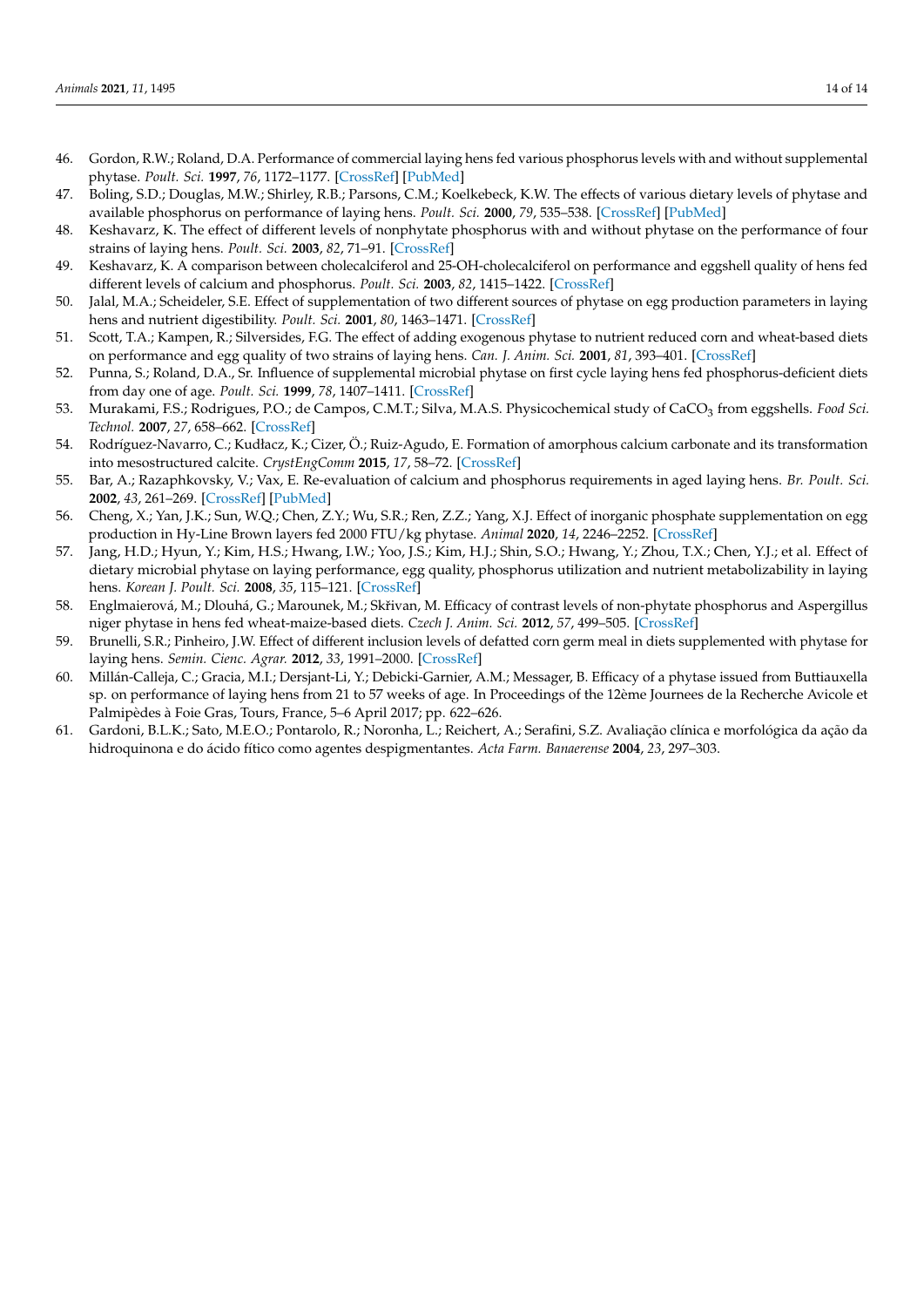46. Gordon, R.W.; Roland, D.A. Performance of commercial laying hens fed various phosphorus levels with and without supplemental phytase. *Poult. Sci.* **1997**, *76*, 1172–1177. [CrossRef] [PubMed]
47. Boling, S.D.; Douglas, M.W.; Shirley, R.B.; Parsons, C.M.; Koelkebeck, K.W. The effects of various dietary levels of phytase and available phosphorus on performance of laying hens. *Poult. Sci.* **2000**, *79*, 535–538. [CrossRef] [PubMed]
48. Keshavarz, K. The effect of different levels of nonphytate phosphorus with and without phytase on the performance of four strains of laying hens. *Poult. Sci.* **2003**, *82*, 71–91. [CrossRef]
49. Keshavarz, K. A comparison between cholecalciferol and 25-OH-cholecalciferol on performance and eggshell quality of hens fed different levels of calcium and phosphorus. *Poult. Sci.* **2003**, *82*, 1415–1422. [CrossRef]
50. Jalal, M.A.; Scheideler, S.E. Effect of supplementation of two different sources of phytase on egg production parameters in laying hens and nutrient digestibility. *Poult. Sci.* **2001**, *80*, 1463–1471. [CrossRef]
51. Scott, T.A.; Kampen, R.; Silversides, F.G. The effect of adding exogenous phytase to nutrient reduced corn and wheat-based diets on performance and egg quality of two strains of laying hens. *Can. J. Anim. Sci.* **2001**, *81*, 393–401. [CrossRef]
52. Punna, S.; Roland, D.A., Sr. Influence of supplemental microbial phytase on first cycle laying hens fed phosphorus-deficient diets from day one of age. *Poult. Sci.* **1999**, *78*, 1407–1411. [CrossRef]
53. Murakami, F.S.; Rodrigues, P.O.; de Campos, C.M.T.; Silva, M.A.S. Physicochemical study of $CaCO_3$ from eggshells. *Food Sci. Technol.* **2007**, *27*, 658–662. [CrossRef]
54. Rodríguez-Navarro, C.; Kudłacz, K.; Cizer, Ö.; Ruiz-Agudo, E. Formation of amorphous calcium carbonate and its transformation into mesostructured calcite. *CrystEngComm* **2015**, *17*, 58–72. [CrossRef]
55. Bar, A.; Razaphkovsky, V.; Vax, E. Re-evaluation of calcium and phosphorus requirements in aged laying hens. *Br. Poult. Sci.* **2002**, *43*, 261–269. [CrossRef] [PubMed]
56. Cheng, X.; Yan, J.K.; Sun, W.Q.; Chen, Z.Y.; Wu, S.R.; Ren, Z.Z.; Yang, X.J. Effect of inorganic phosphate supplementation on egg production in Hy-Line Brown layers fed 2000 FTU/kg phytase. *Animal* **2020**, *14*, 2246–2252. [CrossRef]
57. Jang, H.D.; Hyun, Y.; Kim, H.S.; Hwang, I.W.; Yoo, J.S.; Kim, H.J.; Shin, S.O.; Hwang, Y.; Zhou, T.X.; Chen, Y.J.; et al. Effect of dietary microbial phytase on laying performance, egg quality, phosphorus utilization and nutrient metabolizability in laying hens. *Korean J. Poult. Sci.* **2008**, *35*, 115–121. [CrossRef]
58. Englmaierová, M.; Dlouhá, G.; Marounek, M.; Skřivan, M. Efficacy of contrast levels of non-phytate phosphorus and Aspergillus niger phytase in hens fed wheat-maize-based diets. *Czech J. Anim. Sci.* **2012**, *57*, 499–505. [CrossRef]
59. Brunelli, S.R.; Pinheiro, J.W. Effect of different inclusion levels of defatted corn germ meal in diets supplemented with phytase for laying hens. *Semin. Cienc. Agrar.* **2012**, *33*, 1991–2000. [CrossRef]
60. Millán-Calleja, C.; Gracia, M.I.; Dersjant-Li, Y.; Debicki-Garnier, A.M.; Messager, B. Efficacy of a phytase issued from Buttiauxella sp. on performance of laying hens from 21 to 57 weeks of age. In Proceedings of the 12ème Journees de la Recherche Avicole et Palmipèdes à Foie Gras, Tours, France, 5–6 April 2017; pp. 622–626.
61. Gardoni, B.L.K.; Sato, M.E.O.; Pontarolo, R.; Noronha, L.; Reichert, A.; Serafini, S.Z. Avaliação clínica e morfológica da ação da hidroquinona e do ácido fítico como agentes despigmentantes. *Acta Farm. Banaerense* **2004**, *23*, 297–303.